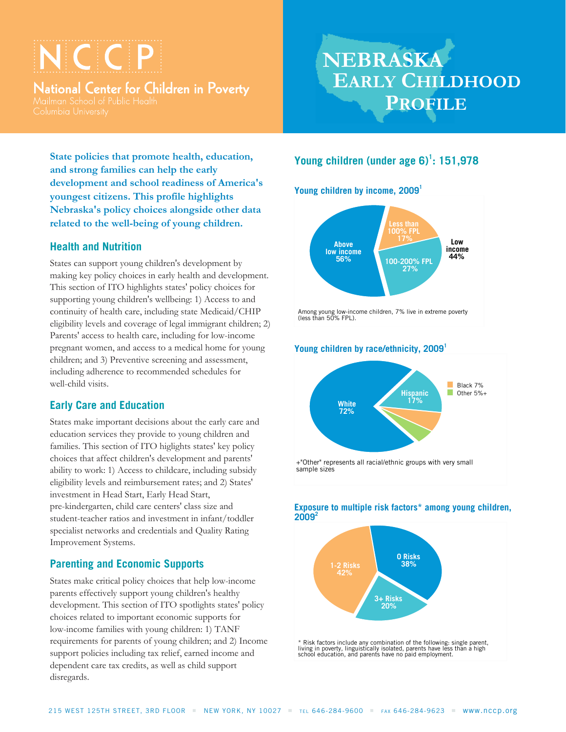# NCCP

**National Center for Children in Poverty**
Mailman School of Public Health
Columbia University

# NEBRASKA EARLY CHILDHOOD PROFILE

**State policies that promote health, education, and strong families can help the early development and school readiness of America's youngest citizens. This profile highlights Nebraska's policy choices alongside other data related to the well-being of young children.**

## Health and Nutrition

States can support young children's development by making key policy choices in early health and development. This section of ITO highlights states' policy choices for supporting young children's wellbeing: 1) Access to and continuity of health care, including state Medicaid/CHIP eligibility levels and coverage of legal immigrant children; 2) Parents' access to health care, including for low-income pregnant women, and access to a medical home for young children; and 3) Preventive screening and assessment, including adherence to recommended schedules for well-child visits.

## Early Care and Education

States make important decisions about the early care and education services they provide to young children and families. This section of ITO higligets states' key policy choices that affect children's development and parents' ability to work: 1) Access to childcare, including subsidy eligibility levels and reimbursement rates; and 2) States' investment in Head Start, Early Head Start, pre-kindergarten, child care centers' class size and student-teacher ratios and investment in infant/toddler specialist networks and credentials and Quality Rating Improvement Systems.

## Parenting and Economic Supports

States make critical policy choices that help low-income parents effectively support young children's healthy development. This section of ITO spotlights states' policy choices related to important economic supports for low-income families with young children: 1) TANF requirements for parents of young children; and 2) Income support policies including tax relief, earned income and dependent care tax credits, as well as child support disregards.

## Young children (under age 6)[1]: 151,978

### Young children by income, 2009[1]

- Above low income: 56%
- Less than 100% FPL: 17%
- 100-200% FPL: 27%
- Low income: 44%

Among young low-income children, 7% live in extreme poverty (less than 50% FPL).

### Young children by race/ethnicity, 2009[1]

- White: 72%
- Hispanic: 17%
- Black: 7%
- Other: 5%+

+"Other" represents all racial/ethnic groups with very small sample sizes

### Exposure to multiple risk factors* among young children, 2009[2]

- 0 Risks: 38%
- 1-2 Risks: 42%
- 3+ Risks: 20%

\* Risk factors include any combination of the following: single parent, living in poverty, linguistically isolated, parents have less than a high school education, and parents have no paid employment.

215 WEST 125TH STREET, 3RD FLOOR ▪ NEW YORK, NY 10027 ▪ TEL 646-284-9600 ▪ FAX 646-284-9623 ▪ www.nccp.org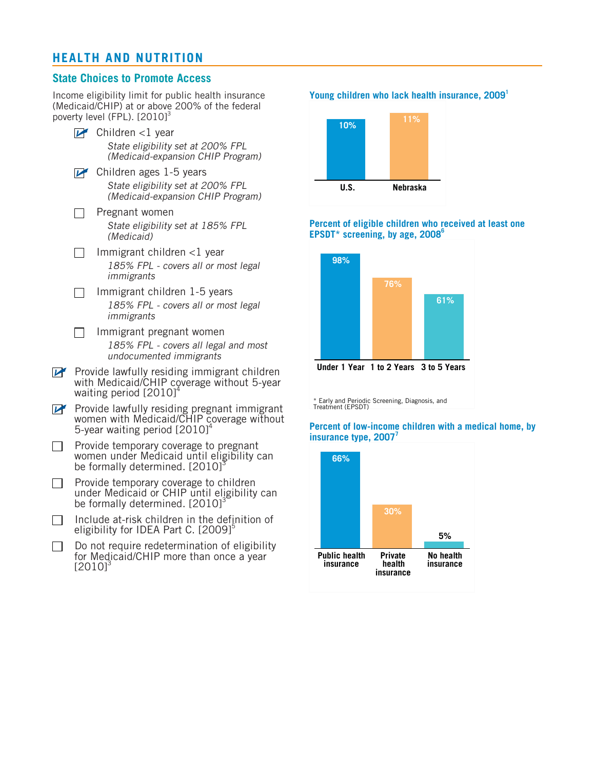## HEALTH AND NUTRITION

### State Choices to Promote Access

Income eligibility limit for public health insurance (Medicaid/CHIP) at or above 200% of the federal poverty level (FPL). [2010][3]

- [x] Children <1 year
  *State eligibility set at 200% FPL (Medicaid-expansion CHIP Program)*
- [x] Children ages 1-5 years
  *State eligibility set at 200% FPL (Medicaid-expansion CHIP Program)*
- [ ] Pregnant women
  *State eligibility set at 185% FPL (Medicaid)*
- [ ] Immigrant children <1 year
  *185% FPL - covers all or most legal immigrants*
- [ ] Immigrant children 1-5 years
  *185% FPL - covers all or most legal immigrants*
- [ ] Immigrant pregnant women
  *185% FPL - covers all legal and most undocumented immigrants*

- [x] Provide lawfully residing immigrant children with Medicaid/CHIP coverage without 5-year waiting period [2010][4]
- [x] Provide lawfully residing pregnant immigrant women with Medicaid/CHIP coverage without 5-year waiting period [2010][4]
- [ ] Provide temporary coverage to pregnant women under Medicaid until eligibility can be formally determined. [2010][3]
- [ ] Provide temporary coverage to children under Medicaid or CHIP until eligibility can be formally determined. [2010][3]
- [ ] Include at-risk children in the definition of eligibility for IDEA Part C. [2009][5]
- [ ] Do not require redetermination of eligibility for Medicaid/CHIP more than once a year [2010][3]

**Young children who lack health insurance, 2009[1]**

| U.S. | Nebraska |
|---|---|
| 10% | 11% |

**Percent of eligible children who received at least one EPSDT* screening, by age, 2008[6]**

| Under 1 Year | 1 to 2 Years | 3 to 5 Years |
|---|---|---|
| 98% | 76% | 61% |

\* Early and Periodic Screening, Diagnosis, and Treatment (EPSDT)

**Percent of low-income children with a medical home, by insurance type, 2007[7]**

| Public health insurance | Private health insurance | No health insurance |
|---|---|---|
| 66% | 30% | 5% |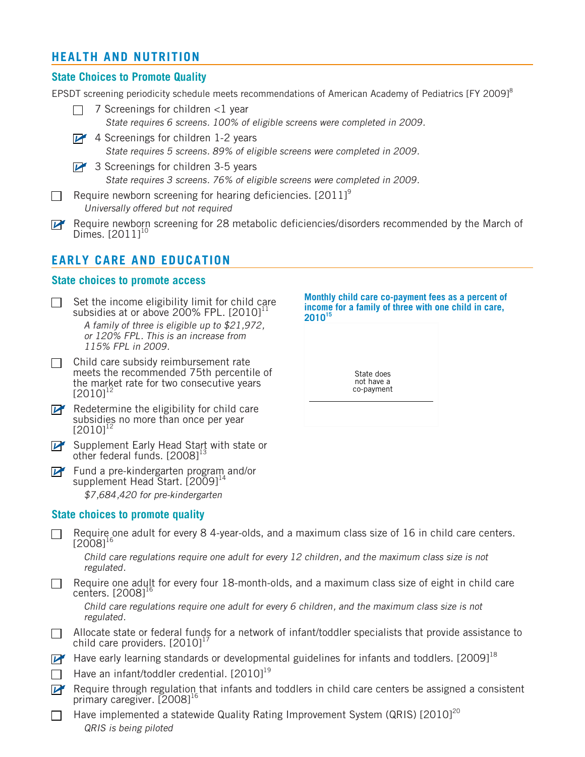## HEALTH AND NUTRITION

### State Choices to Promote Quality

EPSDT screening periodicity schedule meets recommendations of American Academy of Pediatrics [FY 2009][8]

- [ ] 7 Screenings for children <1 year
  *State requires 6 screens. 100% of eligible screens were completed in 2009.*
- [x] 4 Screenings for children 1-2 years
  *State requires 5 screens. 89% of eligible screens were completed in 2009.*
- [x] 3 Screenings for children 3-5 years
  *State requires 3 screens. 76% of eligible screens were completed in 2009.*

- [ ] Require newborn screening for hearing deficiencies. [2011][9]
  *Universally offered but not required*
- [x] Require newborn screening for 28 metabolic deficiencies/disorders recommended by the March of Dimes. [2011][10]

## EARLY CARE AND EDUCATION

### State choices to promote access

- [ ] Set the income eligibility limit for child care subsidies at or above 200% FPL. [2010][11]
  *A family of three is eligible up to $21,972, or 120% FPL. This is an increase from 115% FPL in 2009.*
- [ ] Child care subsidy reimbursement rate meets the recommended 75th percentile of the market rate for two consecutive years [2010][12]
- [x] Redetermine the eligibility for child care subsidies no more than once per year [2010][12]
- [x] Supplement Early Head Start with state or other federal funds. [2008][13]
- [x] Fund a pre-kindergarten program and/or supplement Head Start. [2009][14]
  *$7,684,420 for pre-kindergarten*

**Monthly child care co-payment fees as a percent of income for a family of three with one child in care, 2010[15]**

State does not have a co-payment

### State choices to promote quality

- [ ] Require one adult for every 8 4-year-olds, and a maximum class size of 16 in child care centers. [2008][16]
  *Child care regulations require one adult for every 12 children, and the maximum class size is not regulated.*
- [ ] Require one adult for every four 18-month-olds, and a maximum class size of eight in child care centers. [2008][16]
  *Child care regulations require one adult for every 6 children, and the maximum class size is not regulated.*
- [ ] Allocate state or federal funds for a network of infant/toddler specialists that provide assistance to child care providers. [2010][17]
- [x] Have early learning standards or developmental guidelines for infants and toddlers. [2009][18]
- [ ] Have an infant/toddler credential. [2010][19]
- [x] Require through regulation that infants and toddlers in child care centers be assigned a consistent primary caregiver. [2008][16]
- [ ] Have implemented a statewide Quality Rating Improvement System (QRIS) [2010][20]
  *QRIS is being piloted*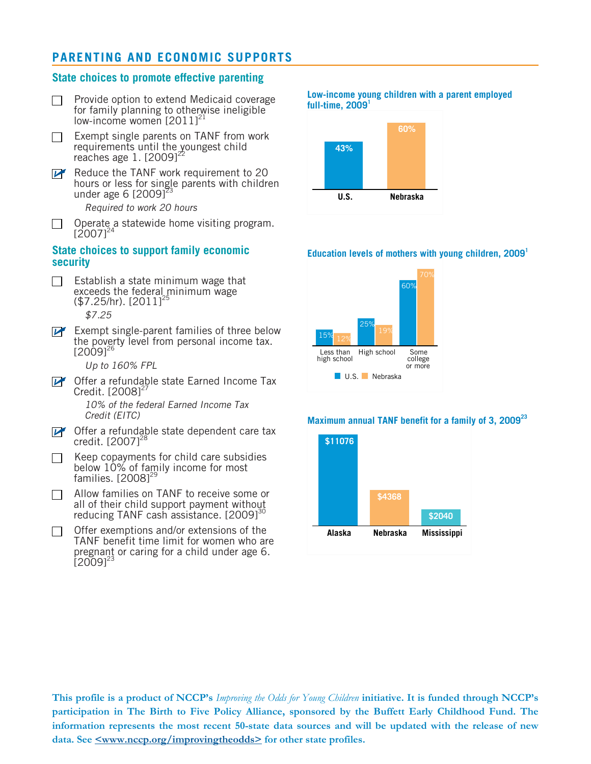## PARENTING AND ECONOMIC SUPPORTS

### State choices to promote effective parenting

- [ ] Provide option to extend Medicaid coverage for family planning to otherwise ineligible low-income women [2011][21]
- [ ] Exempt single parents on TANF from work requirements until the youngest child reaches age 1. [2009][22]
- [x] Reduce the TANF work requirement to 20 hours or less for single parents with children under age 6 [2009][23]

  *Required to work 20 hours*

- [ ] Operate a statewide home visiting program. [2007][24]

### State choices to support family economic security

- [ ] Establish a state minimum wage that exceeds the federal minimum wage ($7.25/hr). [2011][25]

  *$7.25*

- [x] Exempt single-parent families of three below the poverty level from personal income tax. [2009][26]

  *Up to 160% FPL*

- [x] Offer a refundable state Earned Income Tax Credit. [2008][27]

  *10% of the federal Earned Income Tax Credit (EITC)*

- [x] Offer a refundable state dependent care tax credit. [2007][28]
- [ ] Keep copayments for child care subsidies below 10% of family income for most families. [2008][29]
- [ ] Allow families on TANF to receive some or all of their child support payment without reducing TANF cash assistance. [2009][30]
- [ ] Offer exemptions and/or extensions of the TANF benefit time limit for women who are pregnant or caring for a child under age 6. [2009][23]

**Low-income young children with a parent employed full-time, 2009[1]**

| U.S. | Nebraska |
|---|---|
| 43% | 60% |

**Education levels of mothers with young children, 2009[1]**

| | U.S. | Nebraska |
|---|---|---|
| Less than high school | 15% | 12% |
| High school | 25% | 19% |
| Some college or more | 60% | 70% |

**Maximum annual TANF benefit for a family of 3, 2009[23]**

| Alaska | Nebraska | Mississippi |
|---|---|---|
| $11076 | $4368 | $2040 |

**This profile is a product of NCCP's *Improving the Odds for Young Children* initiative. It is funded through NCCP's participation in The Birth to Five Policy Alliance, sponsored by the Buffett Early Childhood Fund. The information represents the most recent 50-state data sources and will be updated with the release of new data. See <www.nccp.org/improvingtheodds> for other state profiles.**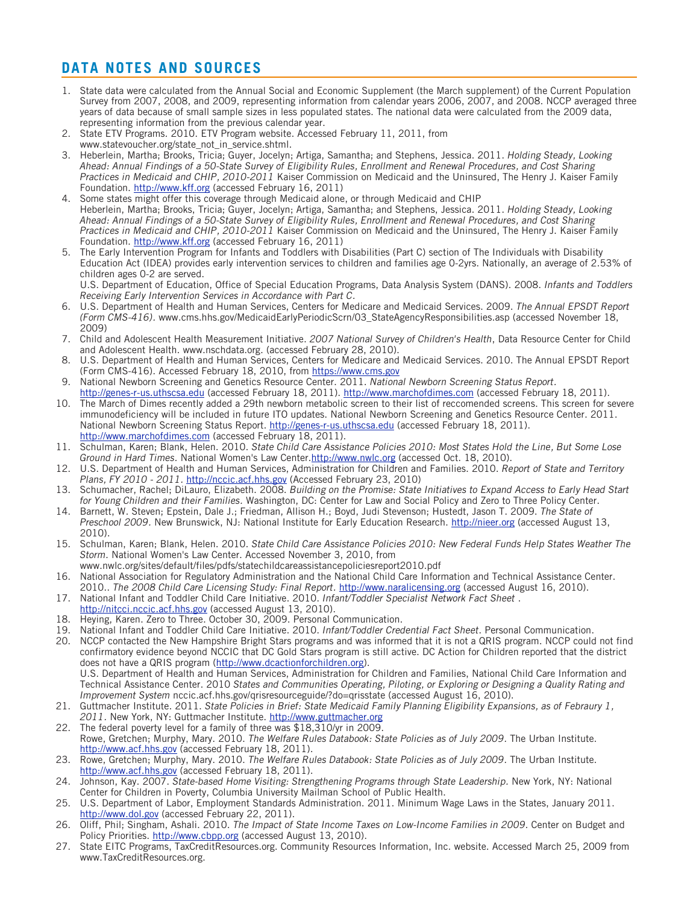## DATA NOTES AND SOURCES

1. State data were calculated from the Annual Social and Economic Supplement (the March supplement) of the Current Population Survey from 2007, 2008, and 2009, representing information from calendar years 2006, 2007, and 2008. NCCP averaged three years of data because of small sample sizes in less populated states. The national data were calculated from the 2009 data, representing information from the previous calendar year.
2. State ETV Programs. 2010. ETV Program website. Accessed February 11, 2011, from www.statevoucher.org/state_not_in_service.shtml.
3. Heberlein, Martha; Brooks, Tricia; Guyer, Jocelyn; Artiga, Samantha; and Stephens, Jessica. 2011. *Holding Steady, Looking Ahead: Annual Findings of a 50-State Survey of Eligibility Rules, Enrollment and Renewal Procedures, and Cost Sharing Practices in Medicaid and CHIP, 2010-2011* Kaiser Commission on Medicaid and the Uninsured, The Henry J. Kaiser Family Foundation. http://www.kff.org (accessed February 16, 2011)
4. Some states might offer this coverage through Medicaid alone, or through Medicaid and CHIP
   Heberlein, Martha; Brooks, Tricia; Guyer, Jocelyn; Artiga, Samantha; and Stephens, Jessica. 2011. *Holding Steady, Looking Ahead: Annual Findings of a 50-State Survey of Eligibility Rules, Enrollment and Renewal Procedures, and Cost Sharing Practices in Medicaid and CHIP, 2010-2011* Kaiser Commission on Medicaid and the Uninsured, The Henry J. Kaiser Family Foundation. http://www.kff.org (accessed February 16, 2011)
5. The Early Intervention Program for Infants and Toddlers with Disabilities (Part C) section of The Individuals with Disability Education Act (IDEA) provides early intervention services to children and families age 0-2yrs. Nationally, an average of 2.53% of children ages 0-2 are served.
   U.S. Department of Education, Office of Special Education Programs, Data Analysis System (DANS). 2008. *Infants and Toddlers Receiving Early Intervention Services in Accordance with Part C.*
6. U.S. Department of Health and Human Services, Centers for Medicare and Medicaid Services. 2009. *The Annual EPSDT Report (Form CMS-416).* www.cms.hhs.gov/MedicaidEarlyPeriodicScrn/03_StateAgencyResponsibilities.asp (accessed November 18, 2009)
7. Child and Adolescent Health Measurement Initiative. *2007 National Survey of Children's Health*, Data Resource Center for Child and Adolescent Health. www.nschdata.org. (accessed February 28, 2010).
8. U.S. Department of Health and Human Services, Centers for Medicare and Medicaid Services. 2010. The Annual EPSDT Report (Form CMS-416). Accessed February 18, 2010, from https://www.cms.gov
9. National Newborn Screening and Genetics Resource Center. 2011. *National Newborn Screening Status Report.* http://genes-r-us.uthscsa.edu (accessed February 18, 2011). http://www.marchofdimes.com (accessed February 18, 2011).
10. The March of Dimes recently added a 29th newborn metabolic screen to their list of reccomended screens. This screen for severe immunodeficiency will be included in future ITO updates. National Newborn Screening and Genetics Resource Center. 2011. National Newborn Screening Status Report. http://genes-r-us.uthscsa.edu (accessed February 18, 2011). http://www.marchofdimes.com (accessed February 18, 2011).
11. Schulman, Karen; Blank, Helen. 2010. *State Child Care Assistance Policies 2010: Most States Hold the Line, But Some Lose Ground in Hard Times.* National Women's Law Center.http://www.nwlc.org (accessed Oct. 18, 2010).
12. U.S. Department of Health and Human Services, Administration for Children and Families. 2010. *Report of State and Territory Plans, FY 2010 - 2011.* http://nccic.acf.hhs.gov (Accessed February 23, 2010)
13. Schumacher, Rachel; DiLauro, Elizabeth. 2008. *Building on the Promise: State Initiatives to Expand Access to Early Head Start for Young Children and their Families.* Washington, DC: Center for Law and Social Policy and Zero to Three Policy Center.
14. Barnett, W. Steven; Epstein, Dale J.; Friedman, Allison H.; Boyd, Judi Stevenson; Hustedt, Jason T. 2009. *The State of Preschool 2009*. New Brunswick, NJ: National Institute for Early Education Research. http://nieer.org (accessed August 13, 2010).
15. Schulman, Karen; Blank, Helen. 2010. *State Child Care Assistance Policies 2010: New Federal Funds Help States Weather The Storm*. National Women's Law Center. Accessed November 3, 2010, from www.nwlc.org/sites/default/files/pdfs/statechildcareassistancepoliciesreport2010.pdf
16. National Association for Regulatory Administration and the National Child Care Information and Technical Assistance Center. 2010.. *The 2008 Child Care Licensing Study: Final Report*. http://www.naralicensing.org (accessed August 16, 2010).
17. National Infant and Toddler Child Care Initiative. 2010. *Infant/Toddler Specialist Network Fact Sheet* . http://nitcci.nccic.acf.hhs.gov (accessed August 13, 2010).
18. Heying, Karen. Zero to Three. October 30, 2009. Personal Communication.
19. National Infant and Toddler Child Care Initiative. 2010. *Infant/Toddler Credential Fact Sheet*. Personal Communication.
20. NCCP contacted the New Hampshire Bright Stars programs and was informed that it is not a QRIS program. NCCP could not find confirmatory evidence beyond NCCIC that DC Gold Stars program is still active. DC Action for Children reported that the district does not have a QRIS program (http://www.dcactionforchildren.org).
    U.S. Department of Health and Human Services, Administration for Children and Families, National Child Care Information and Technical Assistance Center. 2010 *States and Communities Operating, Piloting, or Exploring or Designing a Quality Rating and Improvement System* nccic.acf.hhs.gov/qrisresourceguide/?do=qrisstate (accessed August 16, 2010).
21. Guttmacher Institute. 2011. *State Policies in Brief: State Medicaid Family Planning Eligibility Expansions, as of Febraury 1, 2011.* New York, NY: Guttmacher Institute. http://www.guttmacher.org
22. The federal poverty level for a family of three was $18,310/yr in 2009.
    Rowe, Gretchen; Murphy, Mary. 2010. *The Welfare Rules Databook: State Policies as of July 2009*. The Urban Institute. http://www.acf.hhs.gov (accessed February 18, 2011).
23. Rowe, Gretchen; Murphy, Mary. 2010. *The Welfare Rules Databook: State Policies as of July 2009*. The Urban Institute. http://www.acf.hhs.gov (accessed February 18, 2011).
24. Johnson, Kay. 2007. *State-based Home Visiting: Strengthening Programs through State Leadership*. New York, NY: National Center for Children in Poverty, Columbia University Mailman School of Public Health.
25. U.S. Department of Labor, Employment Standards Administration. 2011. Minimum Wage Laws in the States, January 2011. http://www.dol.gov (accessed February 22, 2011).
26. Oliff, Phil; Singham, Ashali. 2010. *The Impact of State Income Taxes on Low-Income Families in 2009*. Center on Budget and Policy Priorities. http://www.cbpp.org (accessed August 13, 2010).
27. State EITC Programs, TaxCreditResources.org. Community Resources Information, Inc. website. Accessed March 25, 2009 from www.TaxCreditResources.org.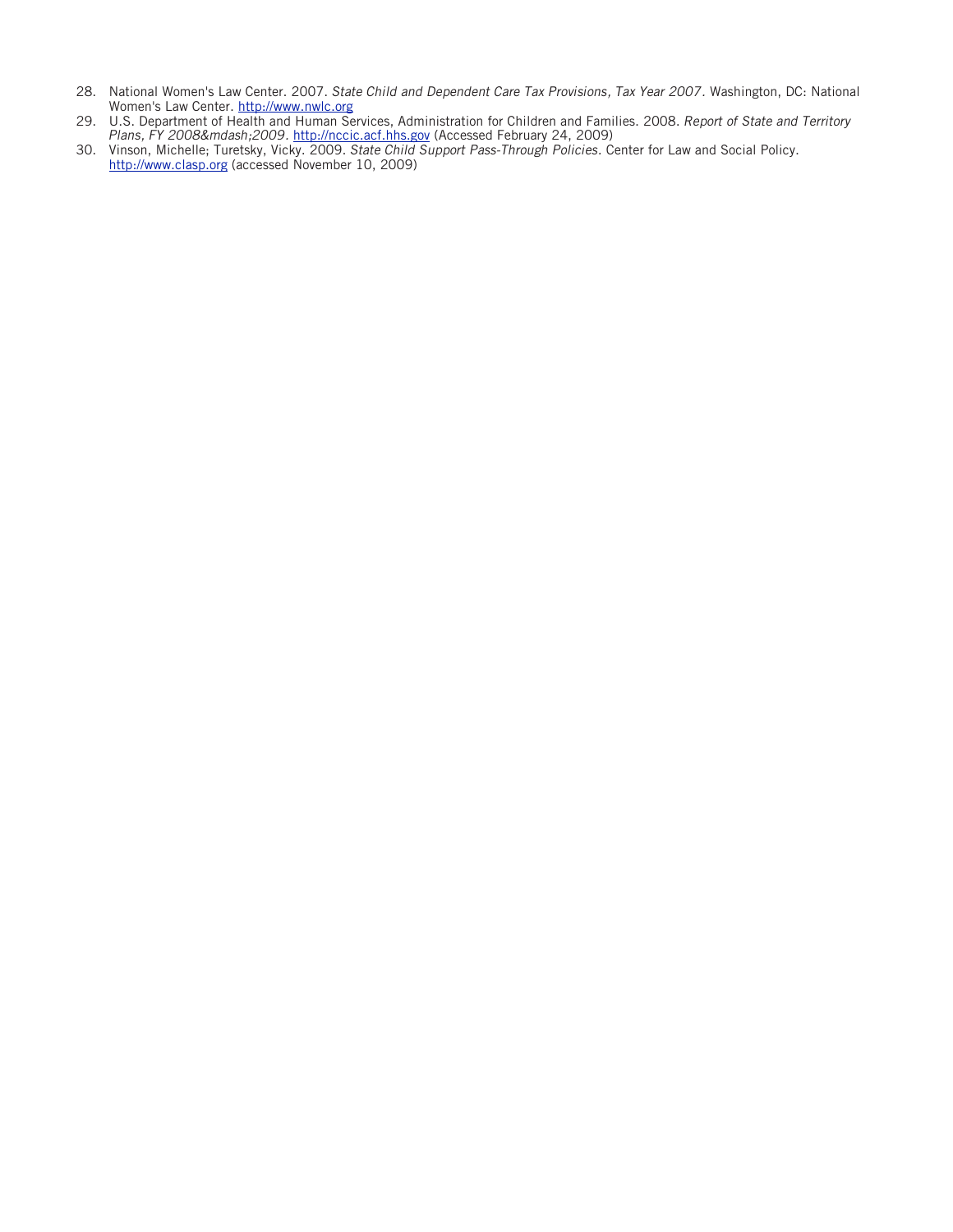28. National Women's Law Center. 2007. *State Child and Dependent Care Tax Provisions, Tax Year 2007*. Washington, DC: National Women's Law Center. http://www.nwlc.org
29. U.S. Department of Health and Human Services, Administration for Children and Families. 2008. *Report of State and Territory Plans, FY 2008&mdash;2009*. http://nccic.acf.hhs.gov (Accessed February 24, 2009)
30. Vinson, Michelle; Turetsky, Vicky. 2009. *State Child Support Pass-Through Policies*. Center for Law and Social Policy. http://www.clasp.org (accessed November 10, 2009)